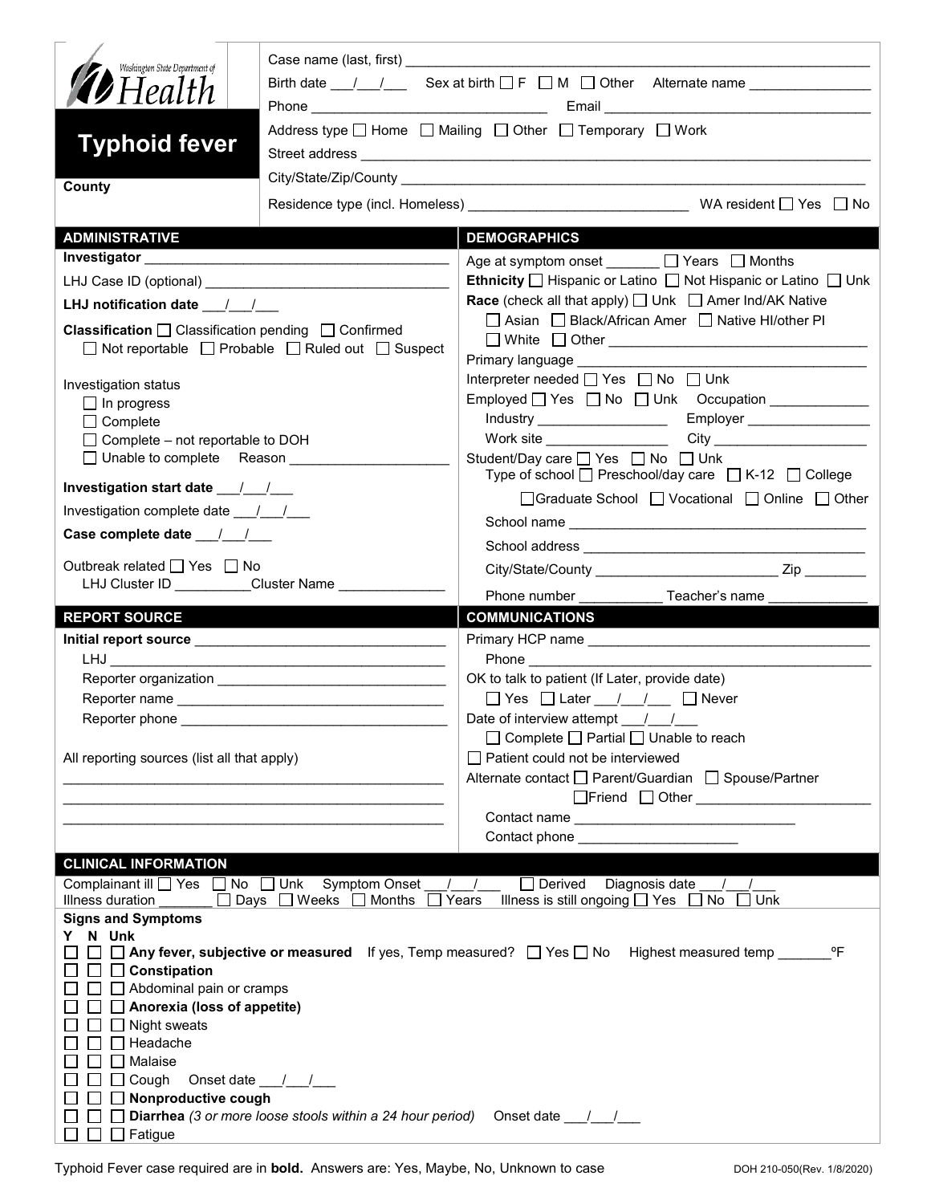Washington State Department of Health

# Typhoid fever

**County**

Case name (last, first) ___________________________________________

Birth date ___/___/___ Sex at birth ☐ F ☐ M ☐ Other Alternate name _______________

Phone ______________________________ Email ______________________________

Address type ☐ Home ☐ Mailing ☐ Other ☐ Temporary ☐ Work

Street address ___________________________________________

City/State/Zip/County ___________________________________________

Residence type (incl. Homeless) ____________________________ WA resident ☐ Yes ☐ No

## ADMINISTRATIVE

**Investigator** ______________________________

LHJ Case ID (optional) ______________________________

**LHJ notification date** ___/___/___

**Classification** ☐ Classification pending ☐ Confirmed ☐ Not reportable ☐ Probable ☐ Ruled out ☐ Suspect

Investigation status
- ☐ In progress
- ☐ Complete
- ☐ Complete – not reportable to DOH
- ☐ Unable to complete Reason ____________________

**Investigation start date** ___/___/___

Investigation complete date ___/___/___

**Case complete date** ___/___/___

Outbreak related ☐ Yes ☐ No
LHJ Cluster ID __________Cluster Name ______________

## DEMOGRAPHICS

Age at symptom onset _______ ☐ Years ☐ Months

**Ethnicity** ☐ Hispanic or Latino ☐ Not Hispanic or Latino ☐ Unk

**Race** (check all that apply) ☐ Unk ☐ Amer Ind/AK Native ☐ Asian ☐ Black/African Amer ☐ Native HI/other PI ☐ White ☐ Other ______________________

Primary language ______________________________

Interpreter needed ☐ Yes ☐ No ☐ Unk

Employed ☐ Yes ☐ No ☐ Unk Occupation _____________

Industry _________________ Employer ________________

Work site ________________ City ____________________

Student/Day care ☐ Yes ☐ No ☐ Unk
Type of school ☐ Preschool/day care ☐ K-12 ☐ College ☐ Graduate School ☐ Vocational ☐ Online ☐ Other

School name ______________________________

School address ______________________________

City/State/County ________________________ Zip ________

Phone number ___________ Teacher's name _____________

## REPORT SOURCE

**Initial report source** ______________________________

LHJ ______________________________

Reporter organization ______________________________

Reporter name ______________________________

Reporter phone ______________________________

All reporting sources (list all that apply)

______________________________

______________________________

______________________________

## COMMUNICATIONS

Primary HCP name ______________________________

Phone ______________________________

OK to talk to patient (If Later, provide date)
☐ Yes ☐ Later ___/___/___ ☐ Never

Date of interview attempt ___/___/___
☐ Complete ☐ Partial ☐ Unable to reach

☐ Patient could not be interviewed

Alternate contact ☐ Parent/Guardian ☐ Spouse/Partner ☐ Friend ☐ Other ______________________

Contact name ____________________________

Contact phone ____________________

## CLINICAL INFORMATION

Complainant ill ☐ Yes ☐ No ☐ Unk Symptom Onset ___/___/___ ☐ Derived Diagnosis date ___/___/___

Illness duration _______ ☐ Days ☐ Weeks ☐ Months ☐ Years Illness is still ongoing ☐ Yes ☐ No ☐ Unk

**Signs and Symptoms**

Y N Unk
- ☐ ☐ ☐ **Any fever, subjective or measured** If yes, Temp measured? ☐ Yes ☐ No Highest measured temp _______ºF
- ☐ ☐ ☐ **Constipation**
- ☐ ☐ ☐ Abdominal pain or cramps
- ☐ ☐ ☐ **Anorexia (loss of appetite)**
- ☐ ☐ ☐ Night sweats
- ☐ ☐ ☐ Headache
- ☐ ☐ ☐ Malaise
- ☐ ☐ ☐ Cough Onset date ___/___/___
- ☐ ☐ ☐ **Nonproductive cough**
- ☐ ☐ ☐ **Diarrhea** *(3 or more loose stools within a 24 hour period)* Onset date ___/___/___
- ☐ ☐ ☐ Fatigue

Typhoid Fever case required are in **bold.** Answers are: Yes, Maybe, No, Unknown to case

DOH 210-050(Rev. 1/8/2020)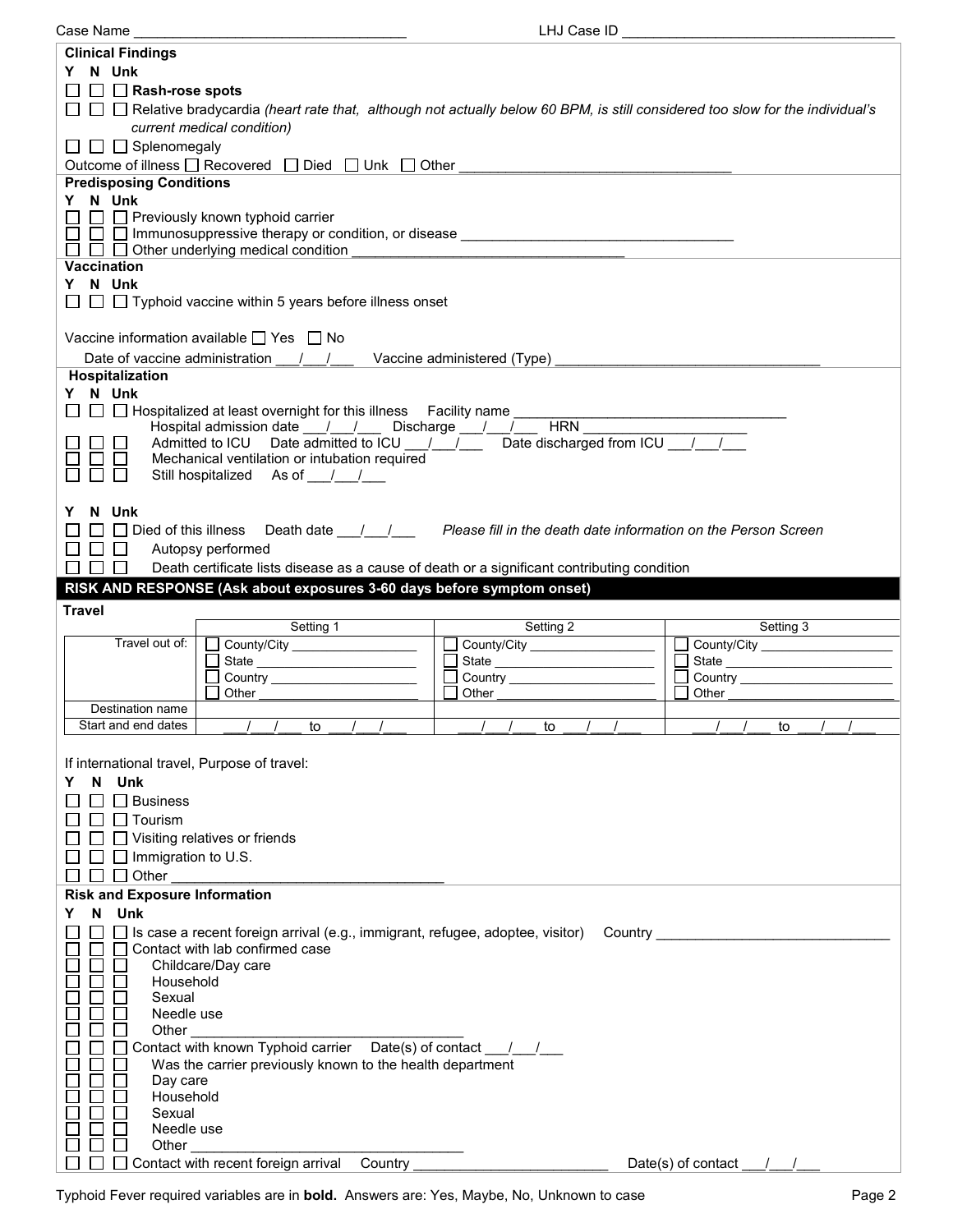Case Name ___________________________________ LHJ Case ID ___________________________________

**Clinical Findings**

Y N Unk

☐ ☐ ☐ **Rash-rose spots**

☐ ☐ ☐ Relative bradycardia *(heart rate that, although not actually below 60 BPM, is still considered too slow for the individual's current medical condition)*

☐ ☐ ☐ Splenomegaly

Outcome of illness ☐ Recovered ☐ Died ☐ Unk ☐ Other ___________________________________

**Predisposing Conditions**

Y N Unk

☐ ☐ ☐ Previously known typhoid carrier

☐ ☐ ☐ Immunosuppressive therapy or condition, or disease ___________________________________

☐ ☐ ☐ Other underlying medical condition ___________________________________

**Vaccination**

Y N Unk

☐ ☐ ☐ Typhoid vaccine within 5 years before illness onset

Vaccine information available ☐ Yes ☐ No

Date of vaccine administration ___/___/___ Vaccine administered (Type) ___________________________________

**Hospitalization**

Y N Unk

☐ ☐ ☐ Hospitalized at least overnight for this illness Facility name ___________________________________

Hospital admission date ___/___/___ Discharge ___/___/___ HRN _____________________

☐ ☐ ☐ Admitted to ICU Date admitted to ICU ___/___/___ Date discharged from ICU ___/___/___

☐ ☐ ☐ Mechanical ventilation or intubation required

☐ ☐ ☐ Still hospitalized As of ___/___/___

Y N Unk

☐ ☐ ☐ Died of this illness Death date ___/___/___ *Please fill in the death date information on the Person Screen*

☐ ☐ ☐ Autopsy performed

☐ ☐ ☐ Death certificate lists disease as a cause of death or a significant contributing condition

## RISK AND RESPONSE (Ask about exposures 3-60 days before symptom onset)

**Travel**

| | Setting 1 | Setting 2 | Setting 3 |
|---|---|---|---|
| Travel out of: | ☐ County/City ________<br>☐ State ________<br>☐ Country ________<br>☐ Other ________ | ☐ County/City ________<br>☐ State ________<br>☐ Country ________<br>☐ Other ________ | ☐ County/City ________<br>☐ State ________<br>☐ Country ________<br>☐ Other ________ |
| Destination name | | | |
| Start and end dates | ___/___/___ to ___/___/___ | ___/___/___ to ___/___/___ | ___/___/___ to ___/___/___ |

If international travel, Purpose of travel:

Y N Unk

☐ ☐ ☐ Business

☐ ☐ ☐ Tourism

☐ ☐ ☐ Visiting relatives or friends

☐ ☐ ☐ Immigration to U.S.

☐ ☐ ☐ Other ___________________________________

**Risk and Exposure Information**

Y N Unk

☐ ☐ ☐ Is case a recent foreign arrival (e.g., immigrant, refugee, adoptee, visitor) Country ______________________________

☐ ☐ ☐ Contact with lab confirmed case

☐ ☐ ☐ Childcare/Day care

☐ ☐ ☐ Household

☐ ☐ ☐ Sexual

☐ ☐ ☐ Needle use

☐ ☐ ☐ Other ___________________________________

☐ ☐ ☐ Contact with known Typhoid carrier Date(s) of contact ___/___/___

☐ ☐ ☐ Was the carrier previously known to the health department

☐ ☐ ☐ Day care

☐ ☐ ☐ Household

☐ ☐ ☐ Sexual

☐ ☐ ☐ Needle use

☐ ☐ ☐ Other ___________________________________

☐ ☐ ☐ Contact with recent foreign arrival Country _________________________ Date(s) of contact ___/___/___

Typhoid Fever required variables are in **bold**. Answers are: Yes, Maybe, No, Unknown to case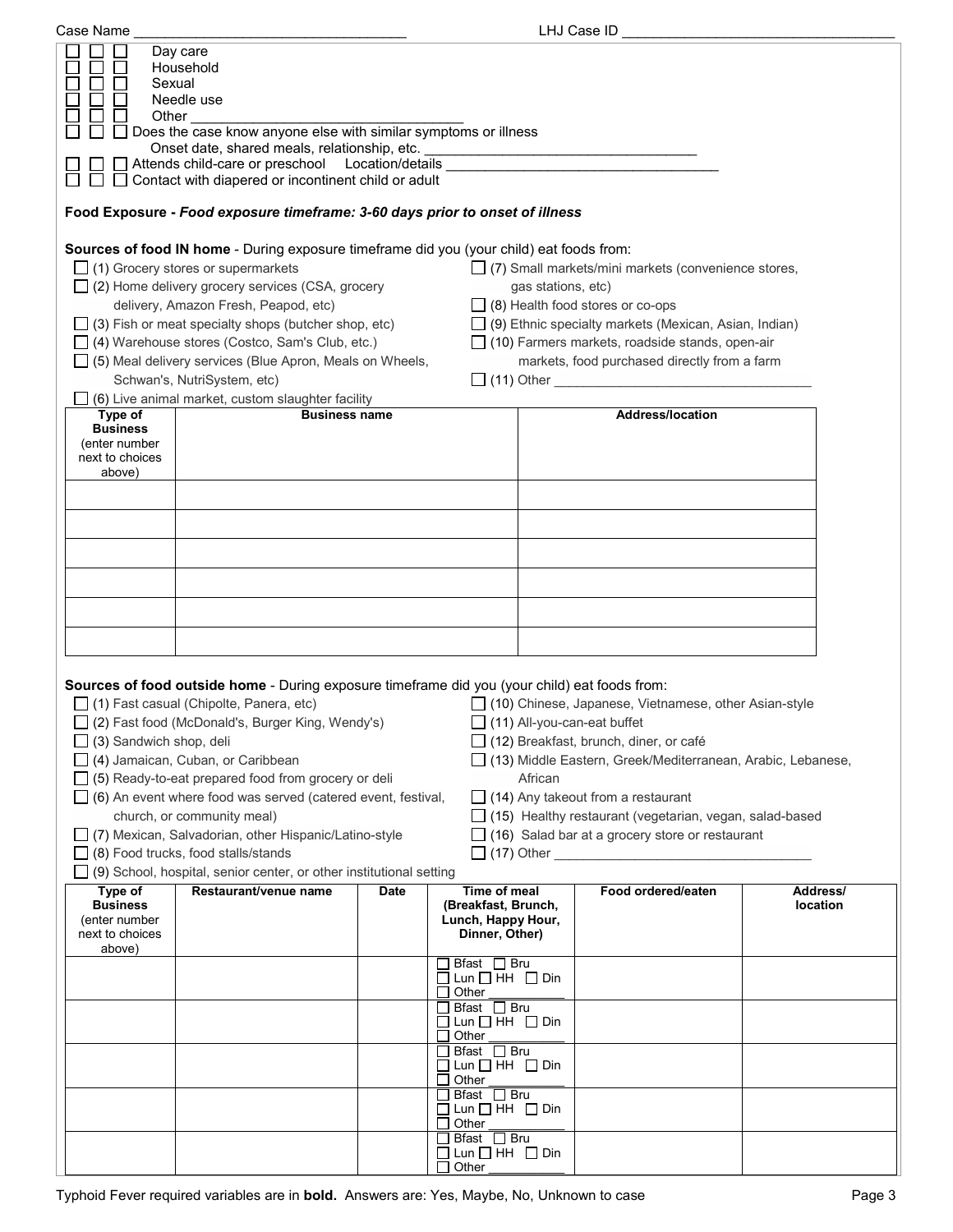Case Name ___________________________________ LHJ Case ID ___________________________________

☐ ☐ ☐ Day care
☐ ☐ ☐ Household
☐ ☐ ☐ Sexual
☐ ☐ ☐ Needle use
☐ ☐ ☐ Other ___________________________________
☐ ☐ ☐ Does the case know anyone else with similar symptoms or illness
Onset date, shared meals, relationship, etc. ___________________________________
☐ ☐ ☐ Attends child-care or preschool Location/details ___________________________________
☐ ☐ ☐ Contact with diapered or incontinent child or adult

**Food Exposure -** ***Food exposure timeframe: 3-60 days prior to onset of illness***

**Sources of food IN home** - During exposure timeframe did you (your child) eat foods from:

☐ (1) Grocery stores or supermarkets
☐ (2) Home delivery grocery services (CSA, grocery delivery, Amazon Fresh, Peapod, etc)
☐ (3) Fish or meat specialty shops (butcher shop, etc)
☐ (4) Warehouse stores (Costco, Sam's Club, etc.)
☐ (5) Meal delivery services (Blue Apron, Meals on Wheels, Schwan's, NutriSystem, etc)
☐ (6) Live animal market, custom slaughter facility
☐ (7) Small markets/mini markets (convenience stores, gas stations, etc)
☐ (8) Health food stores or co-ops
☐ (9) Ethnic specialty markets (Mexican, Asian, Indian)
☐ (10) Farmers markets, roadside stands, open-air markets, food purchased directly from a farm
☐ (11) Other ___________________________________

| Type of Business (enter number next to choices above) | Business name | Address/location |
|---|---|---|
| | | |
| | | |
| | | |
| | | |
| | | |
| | | |

**Sources of food outside home** - During exposure timeframe did you (your child) eat foods from:

☐ (1) Fast casual (Chipolte, Panera, etc)
☐ (2) Fast food (McDonald's, Burger King, Wendy's)
☐ (3) Sandwich shop, deli
☐ (4) Jamaican, Cuban, or Caribbean
☐ (5) Ready-to-eat prepared food from grocery or deli
☐ (6) An event where food was served (catered event, festival, church, or community meal)
☐ (7) Mexican, Salvadorian, other Hispanic/Latino-style
☐ (8) Food trucks, food stalls/stands
☐ (9) School, hospital, senior center, or other institutional setting
☐ (10) Chinese, Japanese, Vietnamese, other Asian-style
☐ (11) All-you-can-eat buffet
☐ (12) Breakfast, brunch, diner, or café
☐ (13) Middle Eastern, Greek/Mediterranean, Arabic, Lebanese, African
☐ (14) Any takeout from a restaurant
☐ (15) Healthy restaurant (vegetarian, vegan, salad-based
☐ (16) Salad bar at a grocery store or restaurant
☐ (17) Other ___________________________________

| Type of Business (enter number next to choices above) | Restaurant/venue name | Date | Time of meal (Breakfast, Brunch, Lunch, Happy Hour, Dinner, Other) | Food ordered/eaten | Address/ location |
|---|---|---|---|---|---|
| | | | ☐ Bfast ☐ Bru ☐ Lun ☐ HH ☐ Din ☐ Other ________ | | |
| | | | ☐ Bfast ☐ Bru ☐ Lun ☐ HH ☐ Din ☐ Other ________ | | |
| | | | ☐ Bfast ☐ Bru ☐ Lun ☐ HH ☐ Din ☐ Other ________ | | |
| | | | ☐ Bfast ☐ Bru ☐ Lun ☐ HH ☐ Din ☐ Other ________ | | |
| | | | ☐ Bfast ☐ Bru ☐ Lun ☐ HH ☐ Din ☐ Other ________ | | |

Typhoid Fever required variables are in **bold**. Answers are: Yes, Maybe, No, Unknown to case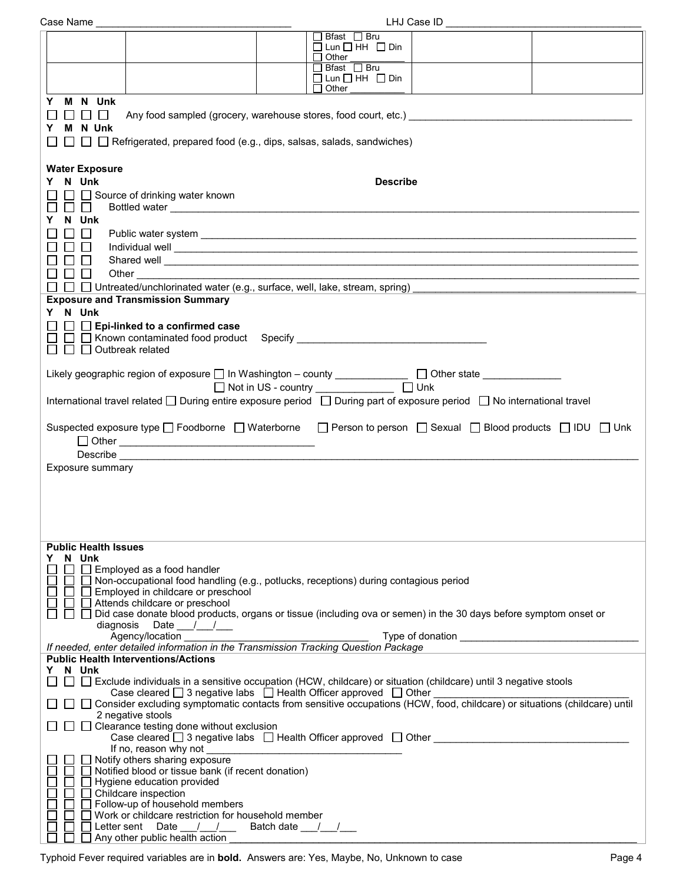Case Name ___________________________________ LHJ Case ID ___________________________________

| | | | ☐ Bfast ☐ Bru ☐ Lun ☐ HH ☐ Din ☐ Other ___________ | | |
|---|---|---|---|---|---|
| | | | ☐ Bfast ☐ Bru ☐ Lun ☐ HH ☐ Din ☐ Other ___________ | | |

Y M N Unk
☐ ☐ ☐ ☐ Any food sampled (grocery, warehouse stores, food court, etc.) ___________________________________

Y M N Unk
☐ ☐ ☐ ☐ Refrigerated, prepared food (e.g., dips, salsas, salads, sandwiches)

**Water Exposure**

Y N Unk **Describe**

☐ ☐ ☐ Source of drinking water known
☐ ☐ ☐ Bottled water ___________________________________

Y N Unk
☐ ☐ ☐ Public water system ___________________________________
☐ ☐ ☐ Individual well ___________________________________
☐ ☐ ☐ Shared well ___________________________________
☐ ☐ ☐ Other ___________________________________
☐ ☐ ☐ Untreated/unchlorinated water (e.g., surface, well, lake, stream, spring) ___________________________________

**Exposure and Transmission Summary**

Y N Unk
☐ ☐ ☐ **Epi-linked to a confirmed case**
☐ ☐ ☐ Known contaminated food product Specify ___________________________________
☐ ☐ ☐ Outbreak related

Likely geographic region of exposure ☐ In Washington – county _____________ ☐ Other state ______________
☐ Not in US - country ______________ ☐ Unk

International travel related ☐ During entire exposure period ☐ During part of exposure period ☐ No international travel

Suspected exposure type ☐ Foodborne ☐ Waterborne ☐ Person to person ☐ Sexual ☐ Blood products ☐ IDU ☐ Unk
☐ Other ___________________________________
Describe ___________________________________

Exposure summary

**Public Health Issues**

Y N Unk
☐ ☐ ☐ Employed as a food handler
☐ ☐ ☐ Non-occupational food handling (e.g., potlucks, receptions) during contagious period
☐ ☐ ☐ Employed in childcare or preschool
☐ ☐ ☐ Attends childcare or preschool
☐ ☐ ☐ Did case donate blood products, organs or tissue (including ova or semen) in the 30 days before symptom onset or diagnosis Date ___/___/___
Agency/location ___________________________________ Type of donation ___________________________________

*If needed, enter detailed information in the Transmission Tracking Question Package*

**Public Health Interventions/Actions**

Y N Unk
☐ ☐ ☐ Exclude individuals in a sensitive occupation (HCW, childcare) or situation (childcare) until 3 negative stools
Case cleared ☐ 3 negative labs ☐ Health Officer approved ☐ Other ___________________________________
☐ ☐ ☐ Consider excluding symptomatic contacts from sensitive occupations (HCW, food, childcare) or situations (childcare) until 2 negative stools
☐ ☐ ☐ Clearance testing done without exclusion
Case cleared ☐ 3 negative labs ☐ Health Officer approved ☐ Other ___________________________________
If no, reason why not ___________________________________
☐ ☐ ☐ Notify others sharing exposure
☐ ☐ ☐ Notified blood or tissue bank (if recent donation)
☐ ☐ ☐ Hygiene education provided
☐ ☐ ☐ Childcare inspection
☐ ☐ ☐ Follow-up of household members
☐ ☐ ☐ Work or childcare restriction for household member
☐ ☐ ☐ Letter sent Date ___/___/___ Batch date ___/___/___
☐ ☐ ☐ Any other public health action ___________________________________

Typhoid Fever required variables are in **bold**. Answers are: Yes, Maybe, No, Unknown to case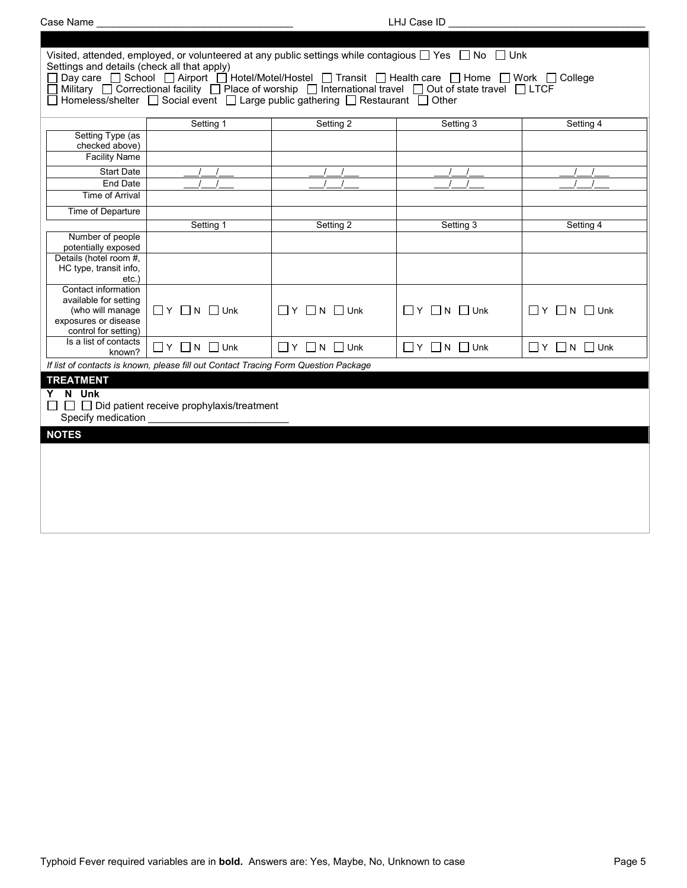Case Name ___________________________________ LHJ Case ID ___________________________________

Visited, attended, employed, or volunteered at any public settings while contagious ☐ Yes ☐ No ☐ Unk

Settings and details (check all that apply)

☐ Day care ☐ School ☐ Airport ☐ Hotel/Motel/Hostel ☐ Transit ☐ Health care ☐ Home ☐ Work ☐ College
☐ Military ☐ Correctional facility ☐ Place of worship ☐ International travel ☐ Out of state travel ☐ LTCF
☐ Homeless/shelter ☐ Social event ☐ Large public gathering ☐ Restaurant ☐ Other

| | Setting 1 | Setting 2 | Setting 3 | Setting 4 |
|---|---|---|---|---|
| Setting Type (as checked above) | | | | |
| Facility Name | | | | |
| Start Date | ___/___/___ | ___/___/___ | ___/___/___ | ___/___/___ |
| End Date | ___/___/___ | ___/___/___ | ___/___/___ | ___/___/___ |
| Time of Arrival | | | | |
| Time of Departure | | | | |
| | Setting 1 | Setting 2 | Setting 3 | Setting 4 |
| Number of people potentially exposed | | | | |
| Details (hotel room #, HC type, transit info, etc.) | | | | |
| Contact information available for setting (who will manage exposures or disease control for setting) | ☐ Y ☐ N ☐ Unk | ☐ Y ☐ N ☐ Unk | ☐ Y ☐ N ☐ Unk | ☐ Y ☐ N ☐ Unk |
| Is a list of contacts known? | ☐ Y ☐ N ☐ Unk | ☐ Y ☐ N ☐ Unk | ☐ Y ☐ N ☐ Unk | ☐ Y ☐ N ☐ Unk |

*If list of contacts is known, please fill out Contact Tracing Form Question Package*

## TREATMENT

**Y N Unk**

☐ ☐ ☐ Did patient receive prophylaxis/treatment

Specify medication _________________________

## NOTES

Typhoid Fever required variables are in **bold.** Answers are: Yes, Maybe, No, Unknown to case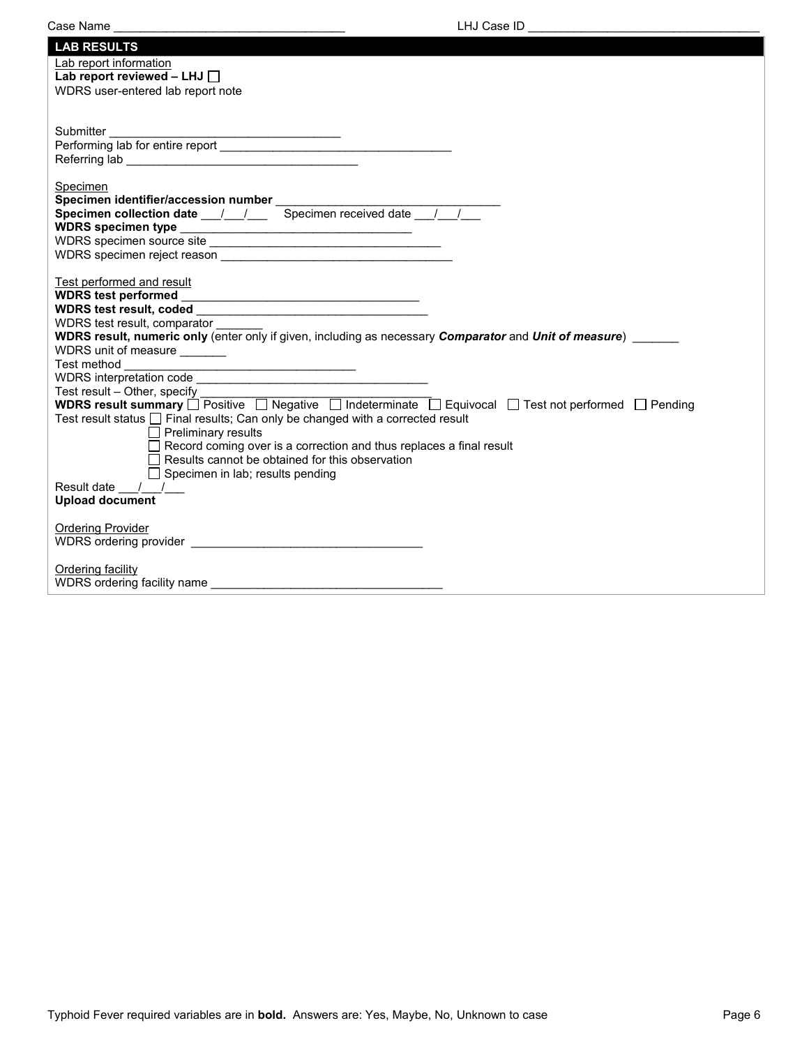Case Name ______________________________ LHJ Case ID ______________________________

## LAB RESULTS

Lab report information

**Lab report reviewed – LHJ** ☐

WDRS user-entered lab report note

Submitter ______________________________

Performing lab for entire report ______________________________

Referring lab ______________________________

Specimen

**Specimen identifier/accession number** ______________________________

**Specimen collection date** ___/___/___ Specimen received date ___/___/___

**WDRS specimen type** ______________________________

WDRS specimen source site ______________________________

WDRS specimen reject reason ______________________________

Test performed and result

**WDRS test performed** ______________________________

**WDRS test result, coded** ______________________________

WDRS test result, comparator _______

**WDRS result, numeric only** (enter only if given, including as necessary ***Comparator*** and ***Unit of measure***) _______

WDRS unit of measure _______

Test method ______________________________

WDRS interpretation code ______________________________

Test result – Other, specify ______________________________

**WDRS result summary** ☐ Positive ☐ Negative ☐ Indeterminate ☐ Equivocal ☐ Test not performed ☐ Pending

Test result status ☐ Final results; Can only be changed with a corrected result
- ☐ Preliminary results
- ☐ Record coming over is a correction and thus replaces a final result
- ☐ Results cannot be obtained for this observation
- ☐ Specimen in lab; results pending

Result date ___/___/___

**Upload document**

Ordering Provider

WDRS ordering provider ______________________________

Ordering facility

WDRS ordering facility name ______________________________

Typhoid Fever required variables are in **bold.** Answers are: Yes, Maybe, No, Unknown to case